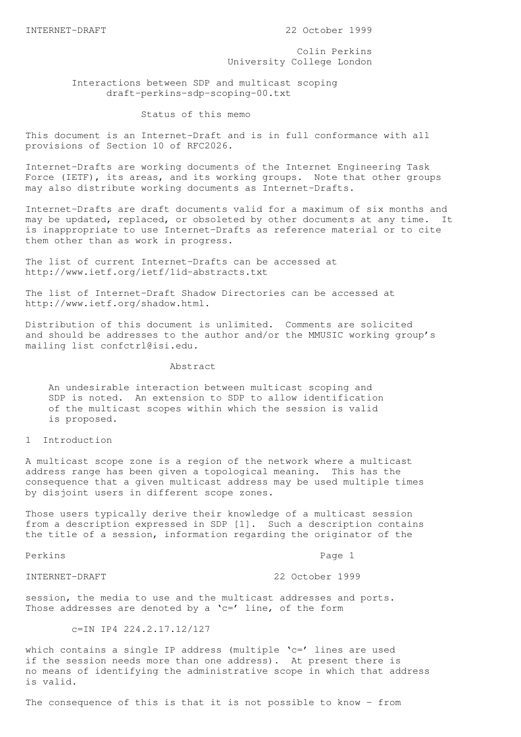Colin Perkins
University College London

# Interactions between SDP and multicast scoping
draft-perkins-sdp-scoping-00.txt

## Status of this memo

This document is an Internet-Draft and is in full conformance with all provisions of Section 10 of RFC2026.

Internet-Drafts are working documents of the Internet Engineering Task Force (IETF), its areas, and its working groups. Note that other groups may also distribute working documents as Internet-Drafts.

Internet-Drafts are draft documents valid for a maximum of six months and may be updated, replaced, or obsoleted by other documents at any time. It is inappropriate to use Internet-Drafts as reference material or to cite them other than as work in progress.

The list of current Internet-Drafts can be accessed at http://www.ietf.org/ietf/1id-abstracts.txt

The list of Internet-Draft Shadow Directories can be accessed at http://www.ietf.org/shadow.html.

Distribution of this document is unlimited. Comments are solicited and should be addresses to the author and/or the MMUSIC working group's mailing list confctrl@isi.edu.

## Abstract

An undesirable interaction between multicast scoping and SDP is noted. An extension to SDP to allow identification of the multicast scopes within which the session is valid is proposed.

## 1 Introduction

A multicast scope zone is a region of the network where a multicast address range has been given a topological meaning. This has the consequence that a given multicast address may be used multiple times by disjoint users in different scope zones.

Those users typically derive their knowledge of a multicast session from a description expressed in SDP [1]. Such a description contains the title of a session, information regarding the originator of the session, the media to use and the multicast addresses and ports. Those addresses are denoted by a 'c=' line, of the form

```
c=IN IP4 224.2.17.12/127
```

which contains a single IP address (multiple 'c=' lines are used if the session needs more than one address). At present there is no means of identifying the administrative scope in which that address is valid.

The consequence of this is that it is not possible to know - from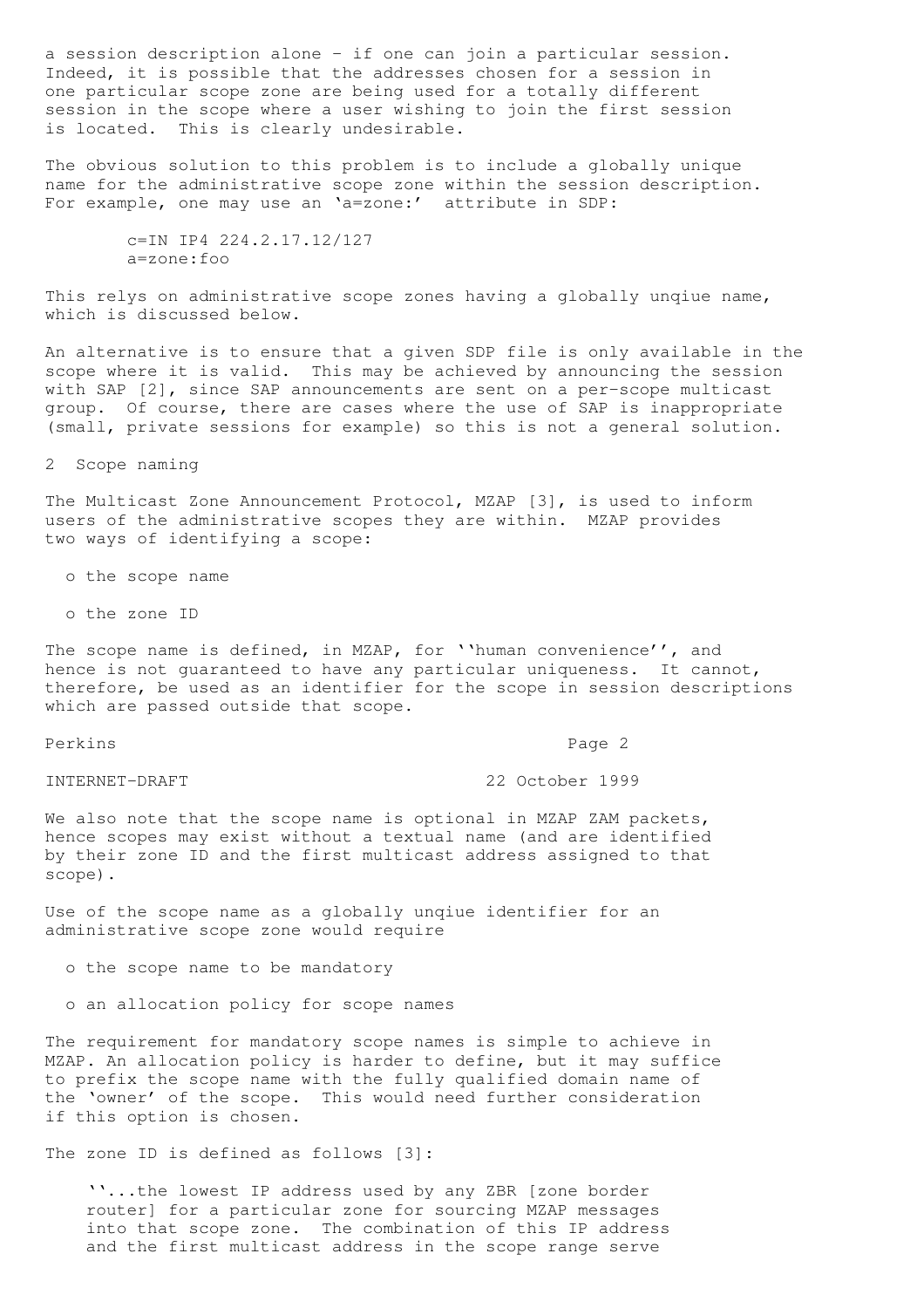a session description alone - if one can join a particular session. Indeed, it is possible that the addresses chosen for a session in one particular scope zone are being used for a totally different session in the scope where a user wishing to join the first session is located. This is clearly undesirable.

The obvious solution to this problem is to include a globally unique name for the administrative scope zone within the session description. For example, one may use an 'a=zone:' attribute in SDP:

```
c=IN IP4 224.2.17.12/127
a=zone:foo
```

This relys on administrative scope zones having a globally unqiue name, which is discussed below.

An alternative is to ensure that a given SDP file is only available in the scope where it is valid. This may be achieved by announcing the session with SAP [2], since SAP announcements are sent on a per-scope multicast group. Of course, there are cases where the use of SAP is inappropriate (small, private sessions for example) so this is not a general solution.

## 2 Scope naming

The Multicast Zone Announcement Protocol, MZAP [3], is used to inform users of the administrative scopes they are within. MZAP provides two ways of identifying a scope:

- the scope name
- the zone ID

The scope name is defined, in MZAP, for ''human convenience'', and hence is not guaranteed to have any particular uniqueness. It cannot, therefore, be used as an identifier for the scope in session descriptions which are passed outside that scope.

We also note that the scope name is optional in MZAP ZAM packets, hence scopes may exist without a textual name (and are identified by their zone ID and the first multicast address assigned to that scope).

Use of the scope name as a globally unqiue identifier for an administrative scope zone would require

- the scope name to be mandatory
- an allocation policy for scope names

The requirement for mandatory scope names is simple to achieve in MZAP. An allocation policy is harder to define, but it may suffice to prefix the scope name with the fully qualified domain name of the 'owner' of the scope. This would need further consideration if this option is chosen.

The zone ID is defined as follows [3]:

> ''...the lowest IP address used by any ZBR [zone border router] for a particular zone for sourcing MZAP messages into that scope zone. The combination of this IP address and the first multicast address in the scope range serve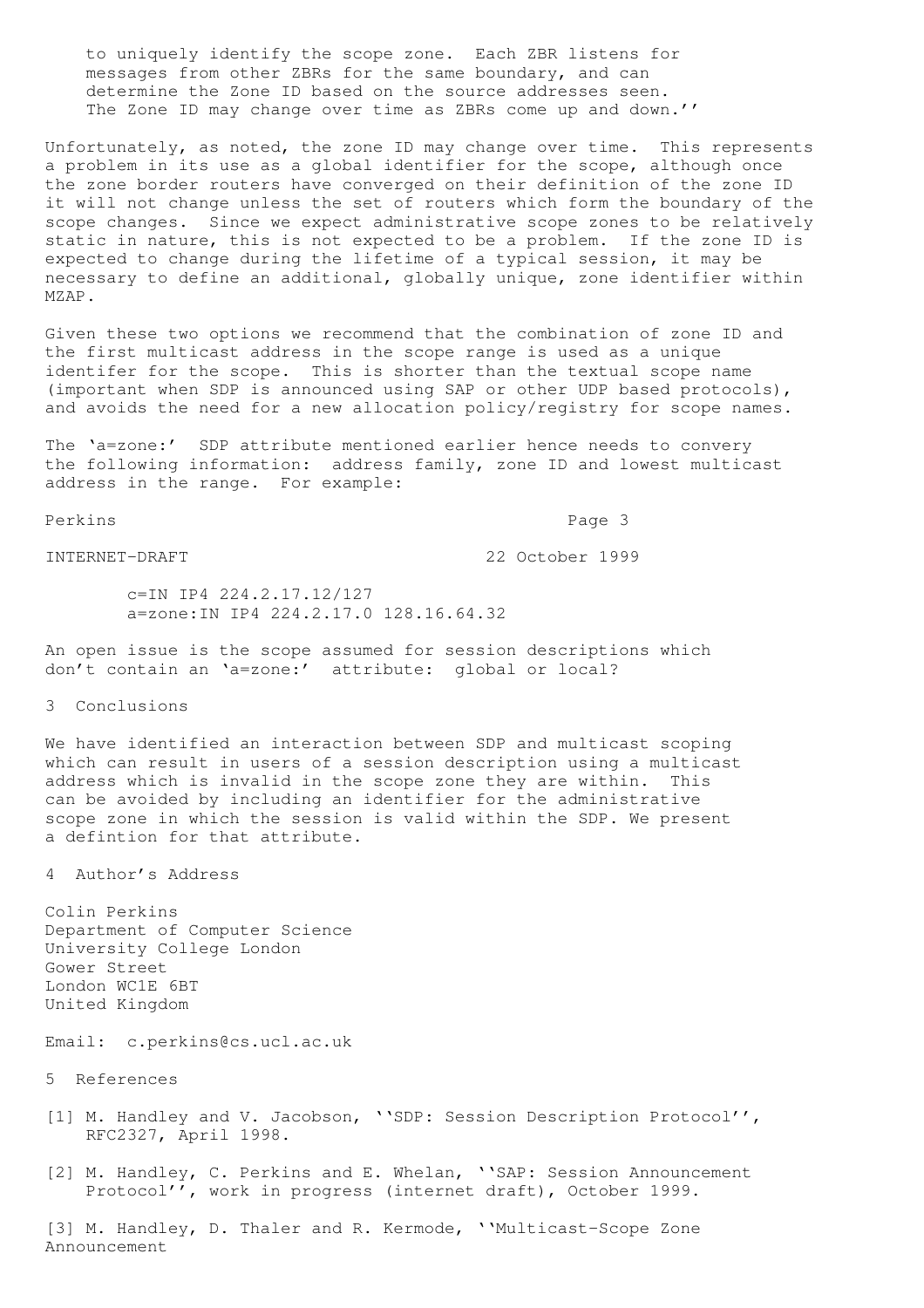to uniquely identify the scope zone. Each ZBR listens for messages from other ZBRs for the same boundary, and can determine the Zone ID based on the source addresses seen. The Zone ID may change over time as ZBRs come up and down.''

Unfortunately, as noted, the zone ID may change over time. This represents a problem in its use as a global identifier for the scope, although once the zone border routers have converged on their definition of the zone ID it will not change unless the set of routers which form the boundary of the scope changes. Since we expect administrative scope zones to be relatively static in nature, this is not expected to be a problem. If the zone ID is expected to change during the lifetime of a typical session, it may be necessary to define an additional, globally unique, zone identifier within MZAP.

Given these two options we recommend that the combination of zone ID and the first multicast address in the scope range is used as a unique identifer for the scope. This is shorter than the textual scope name (important when SDP is announced using SAP or other UDP based protocols), and avoids the need for a new allocation policy/registry for scope names.

The 'a=zone:' SDP attribute mentioned earlier hence needs to convery the following information: address family, zone ID and lowest multicast address in the range. For example:

```
c=IN IP4 224.2.17.12/127
a=zone:IN IP4 224.2.17.0 128.16.64.32
```

An open issue is the scope assumed for session descriptions which don't contain an 'a=zone:' attribute: global or local?

## 3 Conclusions

We have identified an interaction between SDP and multicast scoping which can result in users of a session description using a multicast address which is invalid in the scope zone they are within. This can be avoided by including an identifier for the administrative scope zone in which the session is valid within the SDP. We present a defintion for that attribute.

## 4 Author's Address

Colin Perkins
Department of Computer Science
University College London
Gower Street
London WC1E 6BT
United Kingdom

Email: c.perkins@cs.ucl.ac.uk

## 5 References

[1] M. Handley and V. Jacobson, ''SDP: Session Description Protocol'', RFC2327, April 1998.

[2] M. Handley, C. Perkins and E. Whelan, ''SAP: Session Announcement Protocol'', work in progress (internet draft), October 1999.

[3] M. Handley, D. Thaler and R. Kermode, ''Multicast-Scope Zone Announcement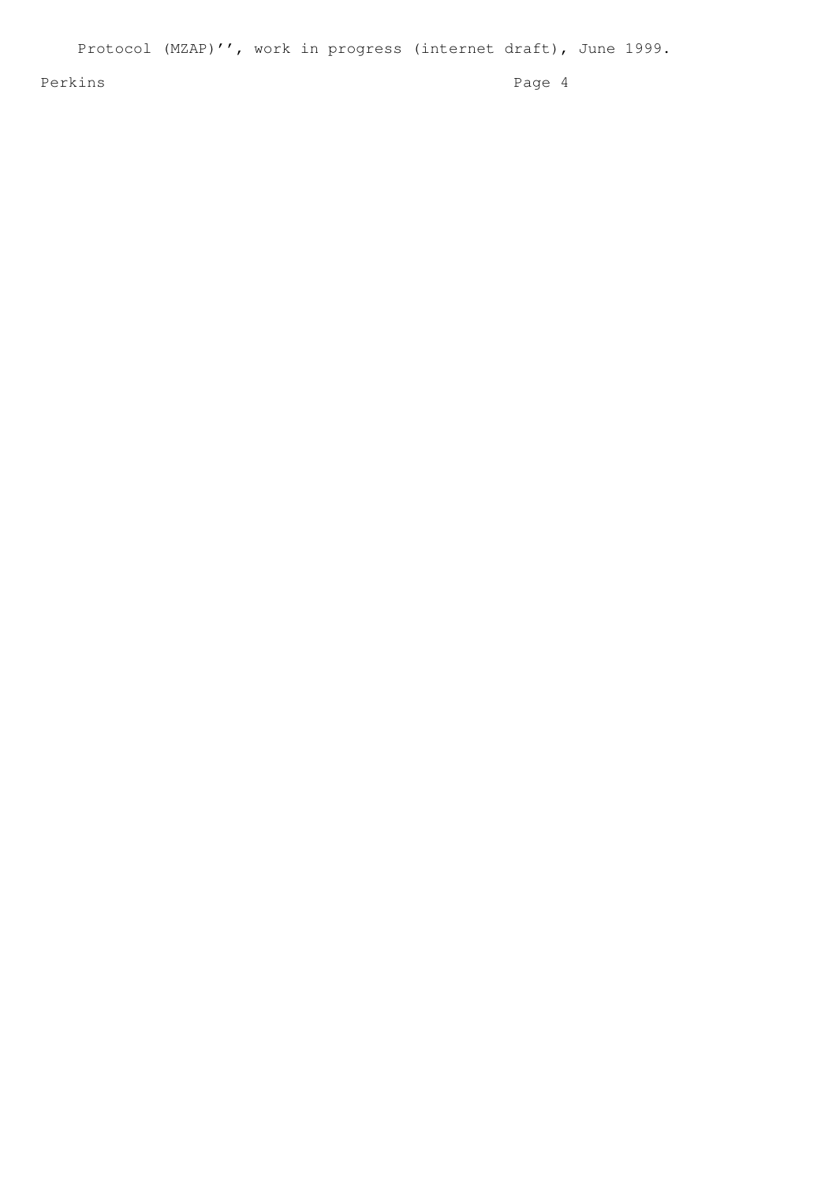Protocol (MZAP)'', work in progress (internet draft), June 1999.